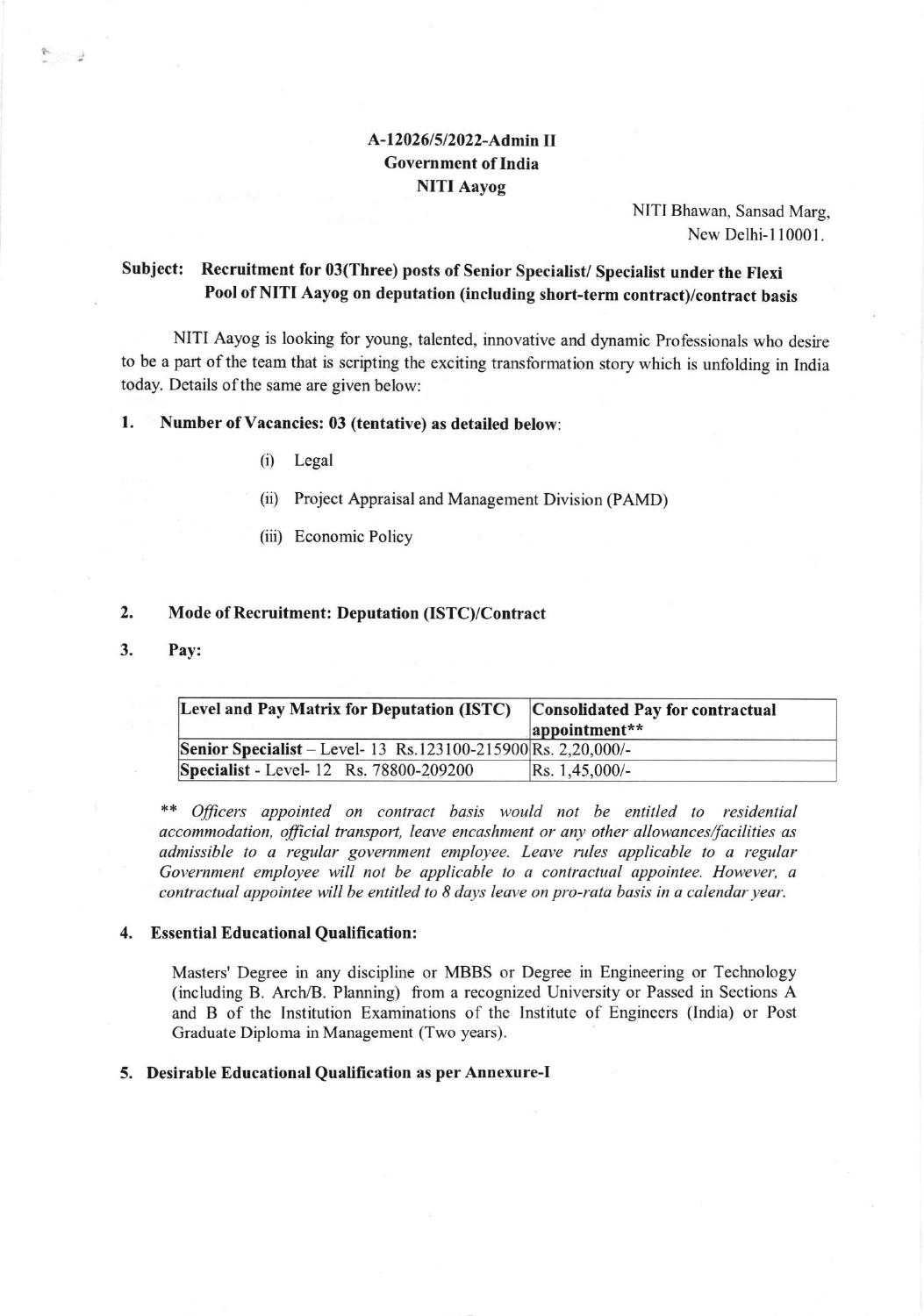**A-12026/5/2022-Admin II**
**Government of India**
**NITI Aayog**

NITI Bhawan, Sansad Marg,
New Delhi-110001.

**Subject: Recruitment for 03(Three) posts of Senior Specialist/ Specialist under the Flexi Pool of NITI Aayog on deputation (including short-term contract)/contract basis**

NITI Aayog is looking for young, talented, innovative and dynamic Professionals who desire to be a part of the team that is scripting the exciting transformation story which is unfolding in India today. Details of the same are given below:

**1. Number of Vacancies: 03 (tentative) as detailed below**:

(i) Legal

(ii) Project Appraisal and Management Division (PAMD)

(iii) Economic Policy

**2. Mode of Recruitment: Deputation (ISTC)/Contract**

**3. Pay:**

| Level and Pay Matrix for Deputation (ISTC) | Consolidated Pay for contractual appointment** |
|---|---|
| **Senior Specialist** – Level- 13 Rs.123100-215900 | Rs. 2,20,000/- |
| **Specialist** - Level- 12 Rs. 78800-209200 | Rs. 1,45,000/- |

*\*\* Officers appointed on contract basis would not be entitled to residential accommodation, official transport, leave encashment or any other allowances/facilities as admissible to a regular government employee. Leave rules applicable to a regular Government employee will not be applicable to a contractual appointee. However, a contractual appointee will be entitled to 8 days leave on pro-rata basis in a calendar year.*

**4. Essential Educational Qualification:**

Masters' Degree in any discipline or MBBS or Degree in Engineering or Technology (including B. Arch/B. Planning) from a recognized University or Passed in Sections A and B of the Institution Examinations of the Institute of Engineers (India) or Post Graduate Diploma in Management (Two years).

**5. Desirable Educational Qualification as per Annexure-I**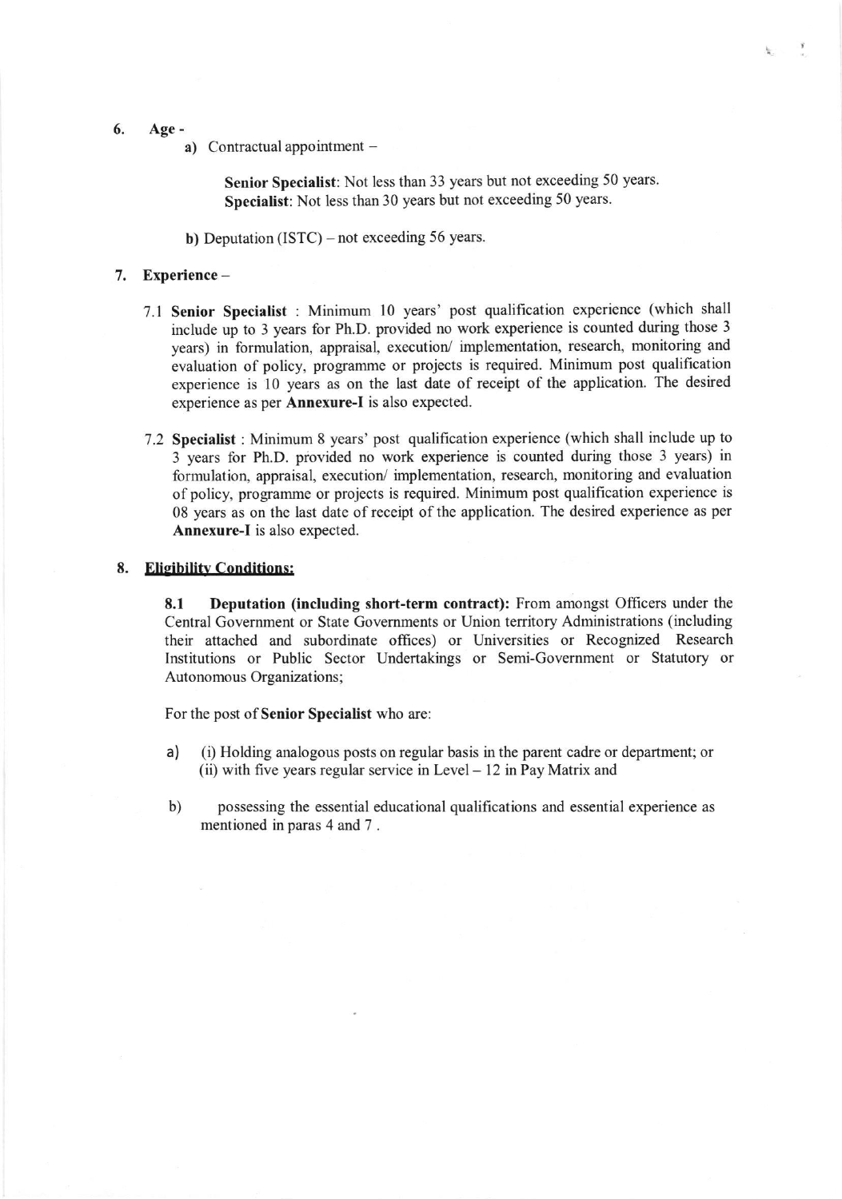6. **Age** -

   a) Contractual appointment –

      **Senior Specialist**: Not less than 33 years but not exceeding 50 years.
      **Specialist**: Not less than 30 years but not exceeding 50 years.

   **b)** Deputation (ISTC) – not exceeding 56 years.

7. **Experience** –

   7.1 **Senior Specialist** : Minimum 10 years' post qualification experience (which shall include up to 3 years for Ph.D. provided no work experience is counted during those 3 years) in formulation, appraisal, execution/ implementation, research, monitoring and evaluation of policy, programme or projects is required. Minimum post qualification experience is 10 years as on the last date of receipt of the application. The desired experience as per **Annexure-I** is also expected.

   7.2 **Specialist** : Minimum 8 years' post qualification experience (which shall include up to 3 years for Ph.D. provided no work experience is counted during those 3 years) in formulation, appraisal, execution/ implementation, research, monitoring and evaluation of policy, programme or projects is required. Minimum post qualification experience is 08 years as on the last date of receipt of the application. The desired experience as per **Annexure-I** is also expected.

8. **Eligibility Conditions:**

   **8.1 Deputation (including short-term contract):** From amongst Officers under the Central Government or State Governments or Union territory Administrations (including their attached and subordinate offices) or Universities or Recognized Research Institutions or Public Sector Undertakings or Semi-Government or Statutory or Autonomous Organizations;

   For the post of **Senior Specialist** who are:

   a) (i) Holding analogous posts on regular basis in the parent cadre or department; or
      (ii) with five years regular service in Level – 12 in Pay Matrix and

   b) possessing the essential educational qualifications and essential experience as mentioned in paras 4 and 7 .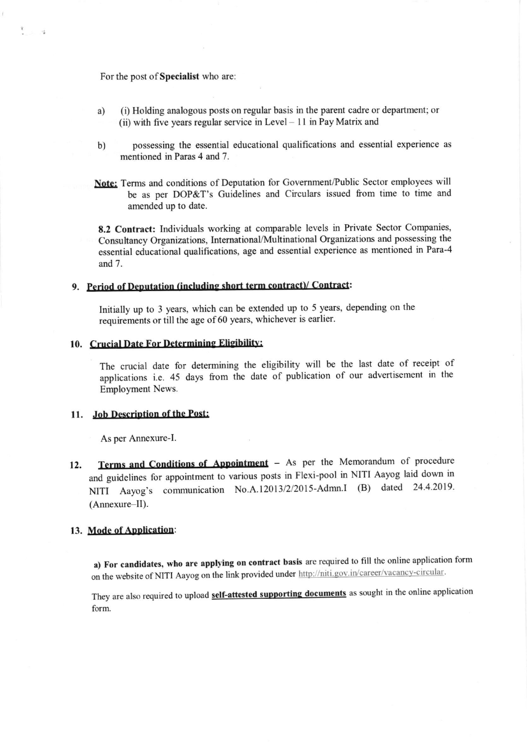For the post of **Specialist** who are:

a) (i) Holding analogous posts on regular basis in the parent cadre or department; or
(ii) with five years regular service in Level – 11 in Pay Matrix and

b) possessing the essential educational qualifications and essential experience as mentioned in Paras 4 and 7.

**Note:** Terms and conditions of Deputation for Government/Public Sector employees will be as per DOP&T's Guidelines and Circulars issued from time to time and amended up to date.

**8.2 Contract:** Individuals working at comparable levels in Private Sector Companies, Consultancy Organizations, International/Multinational Organizations and possessing the essential educational qualifications, age and essential experience as mentioned in Para-4 and 7.

**9. Period of Deputation (including short term contract)/ Contract:**

Initially up to 3 years, which can be extended up to 5 years, depending on the requirements or till the age of 60 years, whichever is earlier.

**10. Crucial Date For Determining Eligibility:**

The crucial date for determining the eligibility will be the last date of receipt of applications i.e. 45 days from the date of publication of our advertisement in the Employment News.

**11. Job Description of the Post:**

As per Annexure-I.

**12. Terms and Conditions of Appointment** – As per the Memorandum of procedure and guidelines for appointment to various posts in Flexi-pool in NITI Aayog laid down in NITI Aayog's communication No.A.12013/2/2015-Admn.I (B) dated 24.4.2019. (Annexure–II).

**13. Mode of Application:**

**a) For candidates, who are applying on contract basis** are required to fill the online application form on the website of NITI Aayog on the link provided under http://niti.gov.in/career/vacancy-circular.

They are also required to upload **self-attested supporting documents** as sought in the online application form.